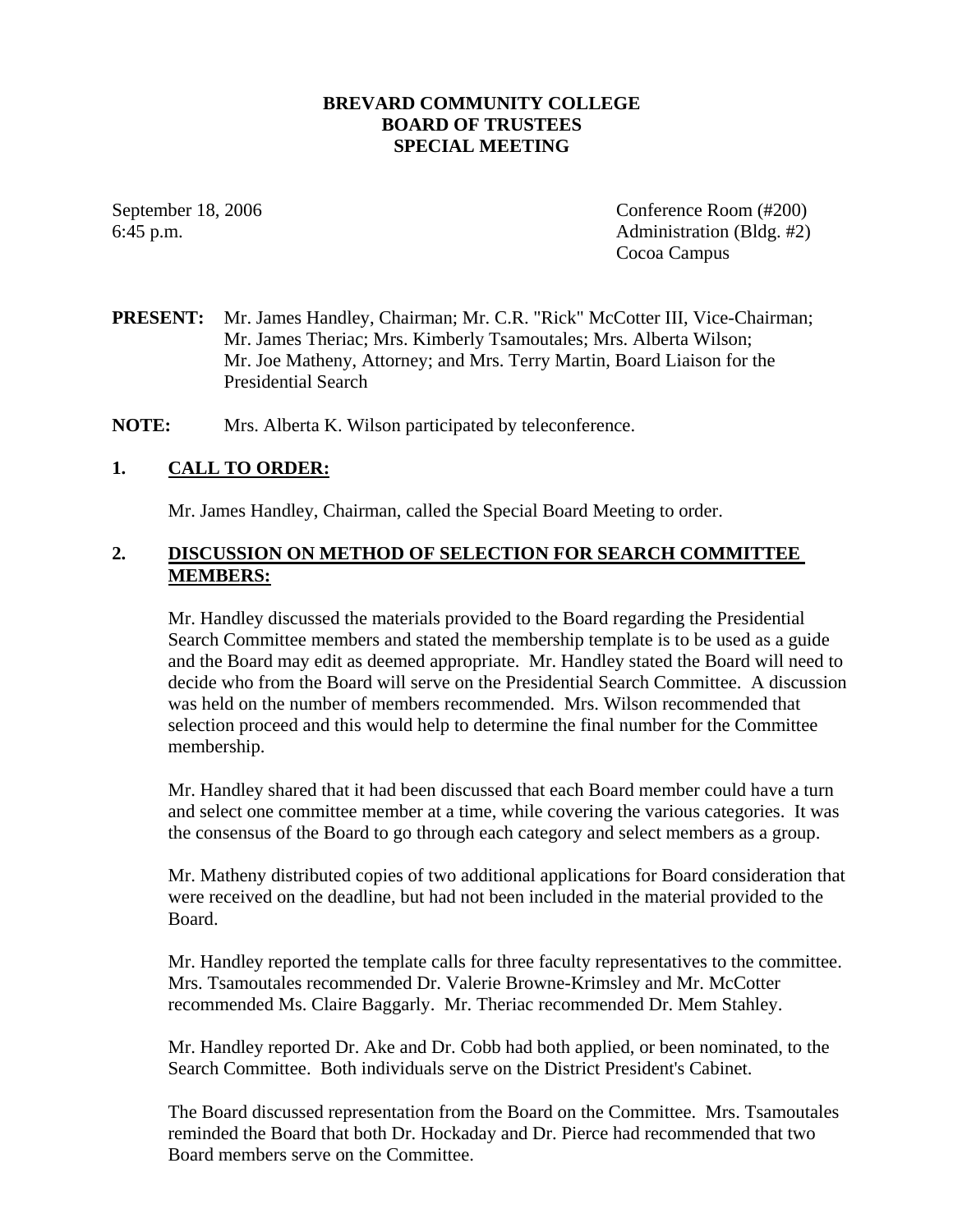**BREVARD COMMUNITY COLLEGE**
**BOARD OF TRUSTEES**
**SPECIAL MEETING**

September 18, 2006
6:45 p.m.

Conference Room (#200)
Administration (Bldg. #2)
Cocoa Campus

**PRESENT:** Mr. James Handley, Chairman; Mr. C.R. "Rick" McCotter III, Vice-Chairman; Mr. James Theriac; Mrs. Kimberly Tsamoutales; Mrs. Alberta Wilson; Mr. Joe Matheny, Attorney; and Mrs. Terry Martin, Board Liaison for the Presidential Search

**NOTE:** Mrs. Alberta K. Wilson participated by teleconference.

## 1. CALL TO ORDER:

Mr. James Handley, Chairman, called the Special Board Meeting to order.

## 2. DISCUSSION ON METHOD OF SELECTION FOR SEARCH COMMITTEE MEMBERS:

Mr. Handley discussed the materials provided to the Board regarding the Presidential Search Committee members and stated the membership template is to be used as a guide and the Board may edit as deemed appropriate. Mr. Handley stated the Board will need to decide who from the Board will serve on the Presidential Search Committee. A discussion was held on the number of members recommended. Mrs. Wilson recommended that selection proceed and this would help to determine the final number for the Committee membership.

Mr. Handley shared that it had been discussed that each Board member could have a turn and select one committee member at a time, while covering the various categories. It was the consensus of the Board to go through each category and select members as a group.

Mr. Matheny distributed copies of two additional applications for Board consideration that were received on the deadline, but had not been included in the material provided to the Board.

Mr. Handley reported the template calls for three faculty representatives to the committee. Mrs. Tsamoutales recommended Dr. Valerie Browne-Krimsley and Mr. McCotter recommended Ms. Claire Baggarly. Mr. Theriac recommended Dr. Mem Stahley.

Mr. Handley reported Dr. Ake and Dr. Cobb had both applied, or been nominated, to the Search Committee. Both individuals serve on the District President's Cabinet.

The Board discussed representation from the Board on the Committee. Mrs. Tsamoutales reminded the Board that both Dr. Hockaday and Dr. Pierce had recommended that two Board members serve on the Committee.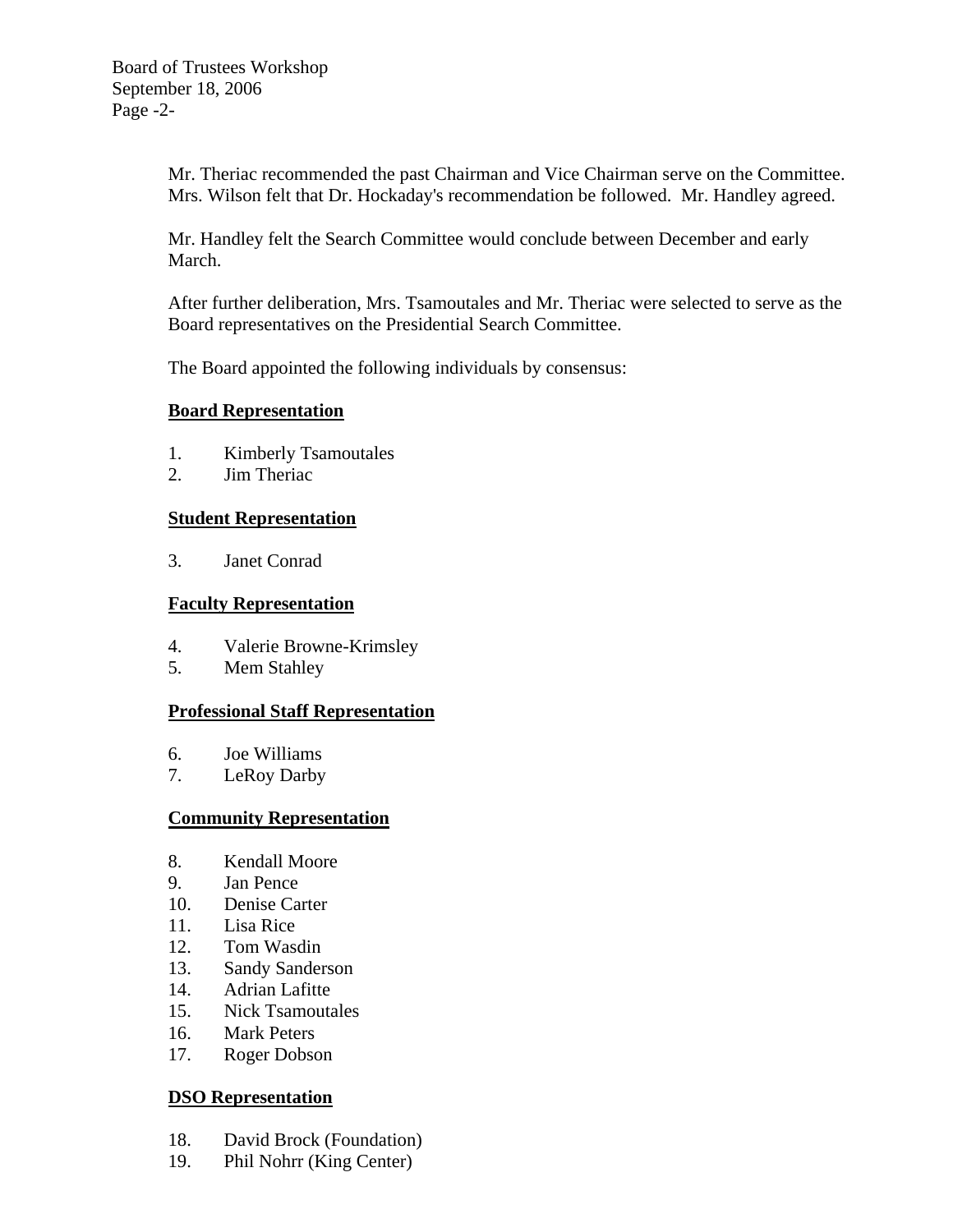Mr. Theriac recommended the past Chairman and Vice Chairman serve on the Committee. Mrs. Wilson felt that Dr. Hockaday's recommendation be followed. Mr. Handley agreed.

Mr. Handley felt the Search Committee would conclude between December and early March.

After further deliberation, Mrs. Tsamoutales and Mr. Theriac were selected to serve as the Board representatives on the Presidential Search Committee.

The Board appointed the following individuals by consensus:

**Board Representation**

1. Kimberly Tsamoutales
2. Jim Theriac

**Student Representation**

3. Janet Conrad

**Faculty Representation**

4. Valerie Browne-Krimsley
5. Mem Stahley

**Professional Staff Representation**

6. Joe Williams
7. LeRoy Darby

**Community Representation**

8. Kendall Moore
9. Jan Pence
10. Denise Carter
11. Lisa Rice
12. Tom Wasdin
13. Sandy Sanderson
14. Adrian Lafitte
15. Nick Tsamoutales
16. Mark Peters
17. Roger Dobson

**DSO Representation**

18. David Brock (Foundation)
19. Phil Nohrr (King Center)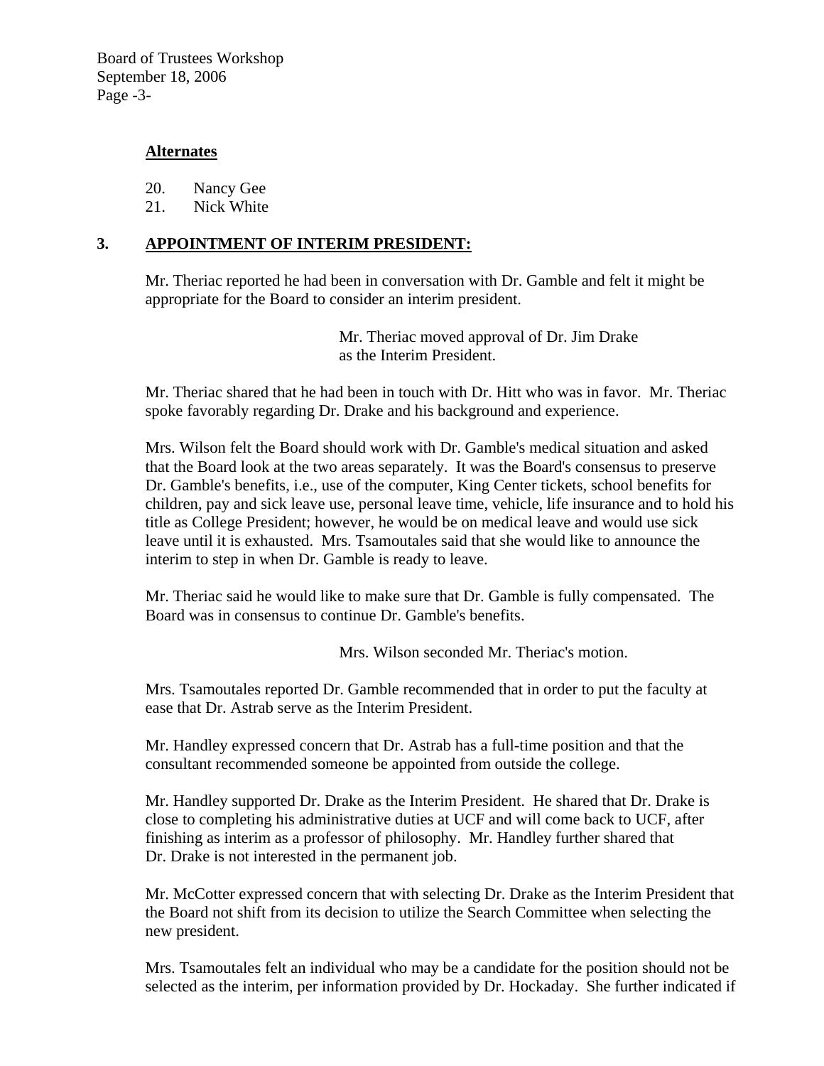**Alternates**

20. Nancy Gee
21. Nick White

## 3. APPOINTMENT OF INTERIM PRESIDENT:

Mr. Theriac reported he had been in conversation with Dr. Gamble and felt it might be appropriate for the Board to consider an interim president.

> Mr. Theriac moved approval of Dr. Jim Drake as the Interim President.

Mr. Theriac shared that he had been in touch with Dr. Hitt who was in favor. Mr. Theriac spoke favorably regarding Dr. Drake and his background and experience.

Mrs. Wilson felt the Board should work with Dr. Gamble's medical situation and asked that the Board look at the two areas separately. It was the Board's consensus to preserve Dr. Gamble's benefits, i.e., use of the computer, King Center tickets, school benefits for children, pay and sick leave use, personal leave time, vehicle, life insurance and to hold his title as College President; however, he would be on medical leave and would use sick leave until it is exhausted. Mrs. Tsamoutales said that she would like to announce the interim to step in when Dr. Gamble is ready to leave.

Mr. Theriac said he would like to make sure that Dr. Gamble is fully compensated. The Board was in consensus to continue Dr. Gamble's benefits.

> Mrs. Wilson seconded Mr. Theriac's motion.

Mrs. Tsamoutales reported Dr. Gamble recommended that in order to put the faculty at ease that Dr. Astrab serve as the Interim President.

Mr. Handley expressed concern that Dr. Astrab has a full-time position and that the consultant recommended someone be appointed from outside the college.

Mr. Handley supported Dr. Drake as the Interim President. He shared that Dr. Drake is close to completing his administrative duties at UCF and will come back to UCF, after finishing as interim as a professor of philosophy. Mr. Handley further shared that Dr. Drake is not interested in the permanent job.

Mr. McCotter expressed concern that with selecting Dr. Drake as the Interim President that the Board not shift from its decision to utilize the Search Committee when selecting the new president.

Mrs. Tsamoutales felt an individual who may be a candidate for the position should not be selected as the interim, per information provided by Dr. Hockaday. She further indicated if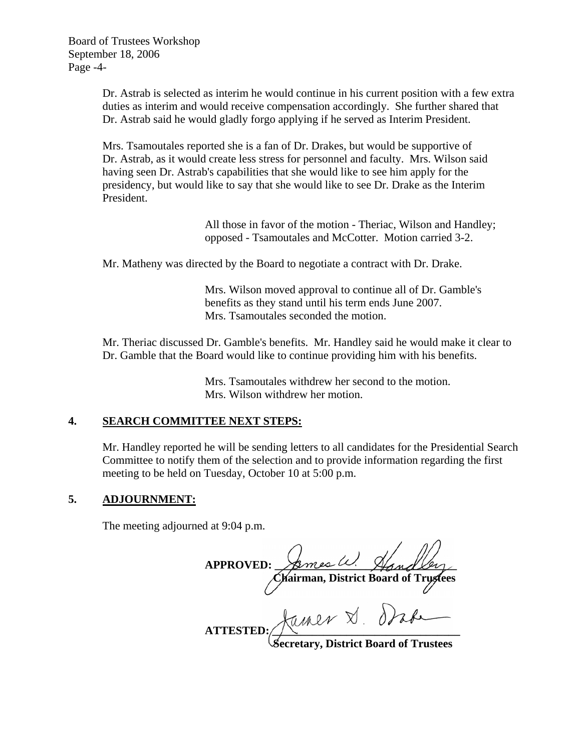Dr. Astrab is selected as interim he would continue in his current position with a few extra duties as interim and would receive compensation accordingly. She further shared that Dr. Astrab said he would gladly forgo applying if he served as Interim President.

Mrs. Tsamoutales reported she is a fan of Dr. Drakes, but would be supportive of Dr. Astrab, as it would create less stress for personnel and faculty. Mrs. Wilson said having seen Dr. Astrab's capabilities that she would like to see him apply for the presidency, but would like to say that she would like to see Dr. Drake as the Interim President.

> All those in favor of the motion - Theriac, Wilson and Handley; opposed - Tsamoutales and McCotter. Motion carried 3-2.

Mr. Matheny was directed by the Board to negotiate a contract with Dr. Drake.

> Mrs. Wilson moved approval to continue all of Dr. Gamble's benefits as they stand until his term ends June 2007. Mrs. Tsamoutales seconded the motion.

Mr. Theriac discussed Dr. Gamble's benefits. Mr. Handley said he would make it clear to Dr. Gamble that the Board would like to continue providing him with his benefits.

> Mrs. Tsamoutales withdrew her second to the motion. Mrs. Wilson withdrew her motion.

## 4. SEARCH COMMITTEE NEXT STEPS:

Mr. Handley reported he will be sending letters to all candidates for the Presidential Search Committee to notify them of the selection and to provide information regarding the first meeting to be held on Tuesday, October 10 at 5:00 p.m.

## 5. ADJOURNMENT:

The meeting adjourned at 9:04 p.m.

**APPROVED:** James W. Handley
**Chairman, District Board of Trustees**

**ATTESTED:** Kamer D. Drake
**Secretary, District Board of Trustees**